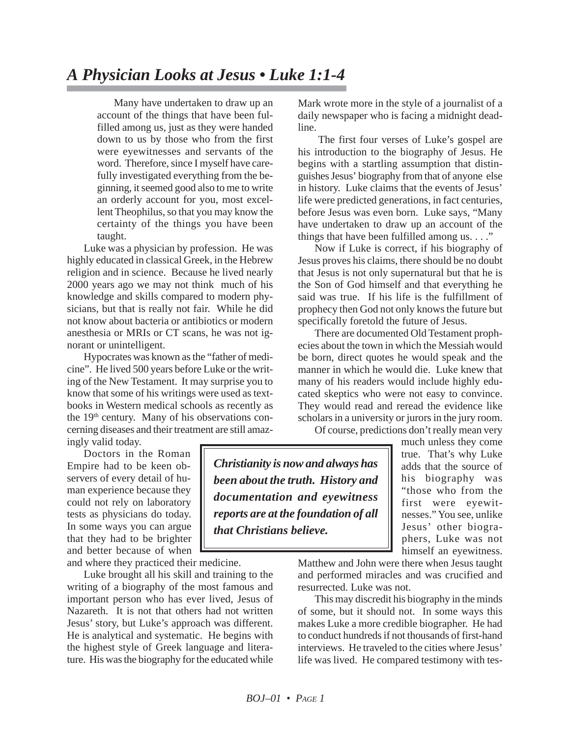# *A Physician Looks at Jesus • Luke 1:1-4*

> Many have undertaken to draw up an account of the things that have been fulfilled among us, just as they were handed down to us by those who from the first were eyewitnesses and servants of the word. Therefore, since I myself have carefully investigated everything from the beginning, it seemed good also to me to write an orderly account for you, most excellent Theophilus, so that you may know the certainty of the things you have been taught.

Luke was a physician by profession. He was highly educated in classical Greek, in the Hebrew religion and in science. Because he lived nearly 2000 years ago we may not think much of his knowledge and skills compared to modern physicians, but that is really not fair. While he did not know about bacteria or antibiotics or modern anesthesia or MRIs or CT scans, he was not ignorant or unintelligent.

Hypocrates was known as the "father of medicine". He lived 500 years before Luke or the writing of the New Testament. It may surprise you to know that some of his writings were used as textbooks in Western medical schools as recently as the 19th century. Many of his observations concerning diseases and their treatment are still amazingly valid today.

Doctors in the Roman Empire had to be keen observers of every detail of human experience because they could not rely on laboratory tests as physicians do today. In some ways you can argue that they had to be brighter and better because of when and where they practiced their medicine.

Luke brought all his skill and training to the writing of a biography of the most famous and important person who has ever lived, Jesus of Nazareth. It is not that others had not written Jesus' story, but Luke's approach was different. He is analytical and systematic. He begins with the highest style of Greek language and literature. His was the biography for the educated while Mark wrote more in the style of a journalist of a daily newspaper who is facing a midnight deadline.

The first four verses of Luke's gospel are his introduction to the biography of Jesus. He begins with a startling assumption that distinguishes Jesus' biography from that of anyone else in history. Luke claims that the events of Jesus' life were predicted generations, in fact centuries, before Jesus was even born. Luke says, "Many have undertaken to draw up an account of the things that have been fulfilled among us. . . ."

Now if Luke is correct, if his biography of Jesus proves his claims, there should be no doubt that Jesus is not only supernatural but that he is the Son of God himself and that everything he said was true. If his life is the fulfillment of prophecy then God not only knows the future but specifically foretold the future of Jesus.

There are documented Old Testament prophecies about the town in which the Messiah would be born, direct quotes he would speak and the manner in which he would die. Luke knew that many of his readers would include highly educated skeptics who were not easy to convince. They would read and reread the evidence like scholars in a university or jurors in the jury room.

Of course, predictions don't really mean very much unless they come true. That's why Luke adds that the source of his biography was "those who from the first were eyewitnesses." You see, unlike Jesus' other biographers, Luke was not himself an eyewitness. Matthew and John were there when Jesus taught and performed miracles and was crucified and resurrected. Luke was not.

> ***Christianity is now and always has been about the truth. History and documentation and eyewitness reports are at the foundation of all that Christians believe.***

This may discredit his biography in the minds of some, but it should not. In some ways this makes Luke a more credible biographer. He had to conduct hundreds if not thousands of first-hand interviews. He traveled to the cities where Jesus' life was lived. He compared testimony with tes-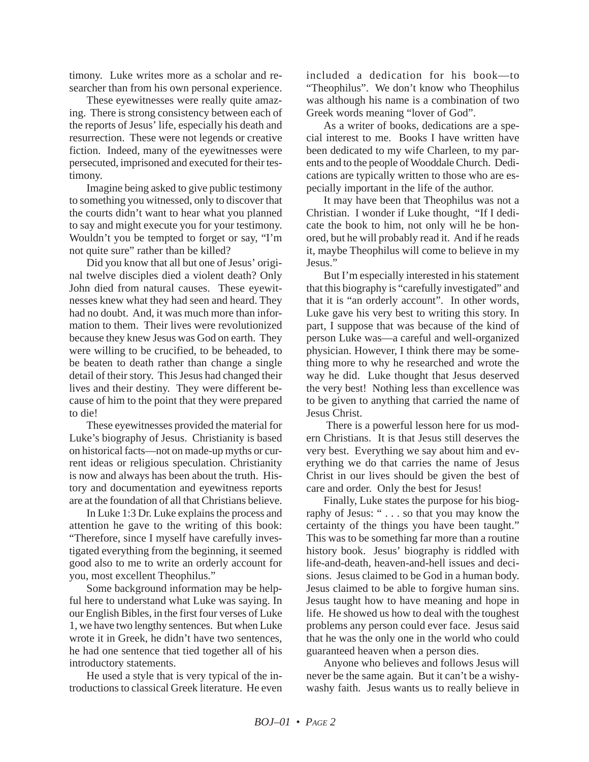timony. Luke writes more as a scholar and researcher than from his own personal experience.

These eyewitnesses were really quite amazing. There is strong consistency between each of the reports of Jesus' life, especially his death and resurrection. These were not legends or creative fiction. Indeed, many of the eyewitnesses were persecuted, imprisoned and executed for their testimony.

Imagine being asked to give public testimony to something you witnessed, only to discover that the courts didn't want to hear what you planned to say and might execute you for your testimony. Wouldn't you be tempted to forget or say, "I'm not quite sure" rather than be killed?

Did you know that all but one of Jesus' original twelve disciples died a violent death? Only John died from natural causes. These eyewitnesses knew what they had seen and heard. They had no doubt. And, it was much more than information to them. Their lives were revolutionized because they knew Jesus was God on earth. They were willing to be crucified, to be beheaded, to be beaten to death rather than change a single detail of their story. This Jesus had changed their lives and their destiny. They were different because of him to the point that they were prepared to die!

These eyewitnesses provided the material for Luke's biography of Jesus. Christianity is based on historical facts—not on made-up myths or current ideas or religious speculation. Christianity is now and always has been about the truth. History and documentation and eyewitness reports are at the foundation of all that Christians believe.

In Luke 1:3 Dr. Luke explains the process and attention he gave to the writing of this book: "Therefore, since I myself have carefully investigated everything from the beginning, it seemed good also to me to write an orderly account for you, most excellent Theophilus."

Some background information may be helpful here to understand what Luke was saying. In our English Bibles, in the first four verses of Luke 1, we have two lengthy sentences. But when Luke wrote it in Greek, he didn't have two sentences, he had one sentence that tied together all of his introductory statements.

He used a style that is very typical of the introductions to classical Greek literature. He even included a dedication for his book—to "Theophilus". We don't know who Theophilus was although his name is a combination of two Greek words meaning "lover of God".

As a writer of books, dedications are a special interest to me. Books I have written have been dedicated to my wife Charleen, to my parents and to the people of Wooddale Church. Dedications are typically written to those who are especially important in the life of the author.

It may have been that Theophilus was not a Christian. I wonder if Luke thought, "If I dedicate the book to him, not only will he be honored, but he will probably read it. And if he reads it, maybe Theophilus will come to believe in my Jesus."

But I'm especially interested in his statement that this biography is "carefully investigated" and that it is "an orderly account". In other words, Luke gave his very best to writing this story. In part, I suppose that was because of the kind of person Luke was—a careful and well-organized physician. However, I think there may be something more to why he researched and wrote the way he did. Luke thought that Jesus deserved the very best! Nothing less than excellence was to be given to anything that carried the name of Jesus Christ.

There is a powerful lesson here for us modern Christians. It is that Jesus still deserves the very best. Everything we say about him and everything we do that carries the name of Jesus Christ in our lives should be given the best of care and order. Only the best for Jesus!

Finally, Luke states the purpose for his biography of Jesus: " . . . so that you may know the certainty of the things you have been taught." This was to be something far more than a routine history book. Jesus' biography is riddled with life-and-death, heaven-and-hell issues and decisions. Jesus claimed to be God in a human body. Jesus claimed to be able to forgive human sins. Jesus taught how to have meaning and hope in life. He showed us how to deal with the toughest problems any person could ever face. Jesus said that he was the only one in the world who could guaranteed heaven when a person dies.

Anyone who believes and follows Jesus will never be the same again. But it can't be a wishy-washy faith. Jesus wants us to really believe in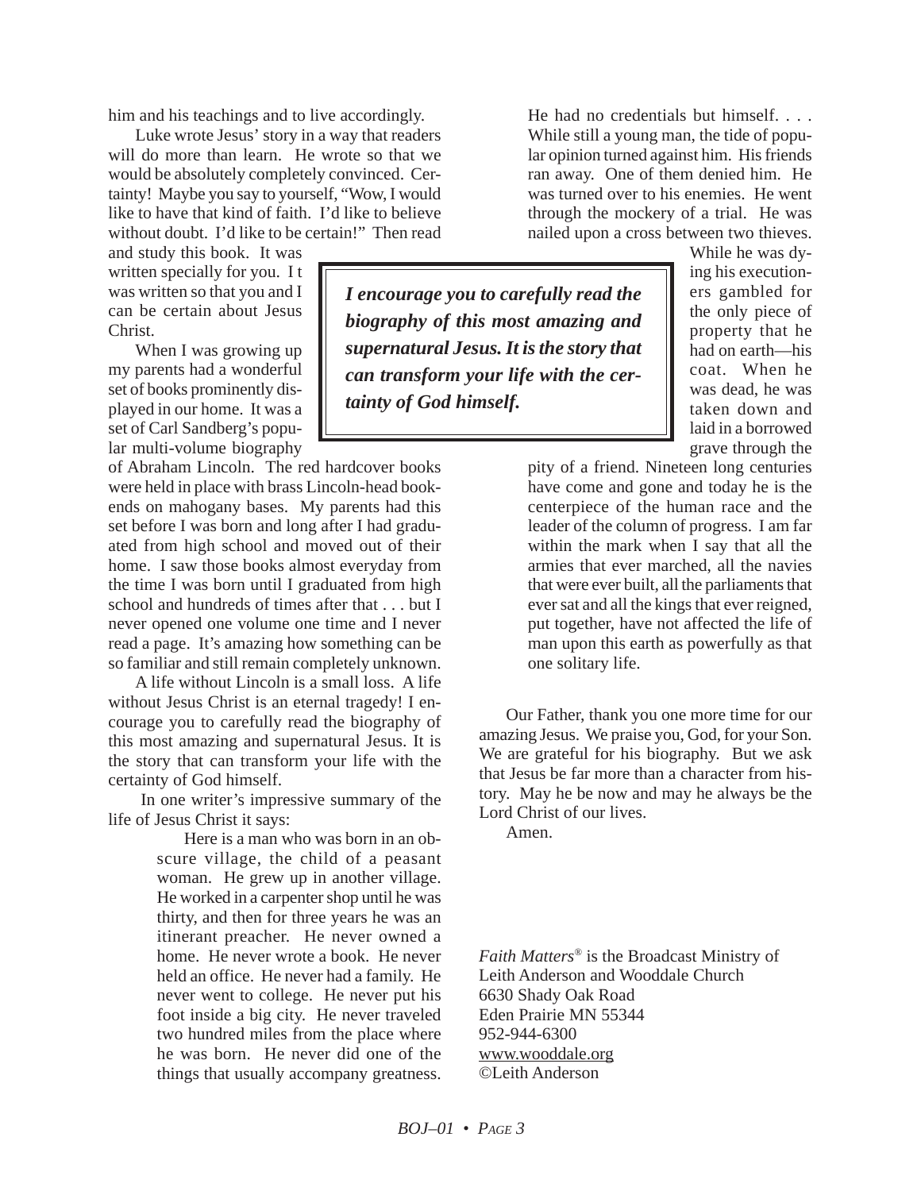him and his teachings and to live accordingly.

Luke wrote Jesus' story in a way that readers will do more than learn. He wrote so that we would be absolutely completely convinced. Certainty! Maybe you say to yourself, "Wow, I would like to have that kind of faith. I'd like to believe without doubt. I'd like to be certain!" Then read and study this book. It was written specially for you. It was written so that you and I can be certain about Jesus Christ.

When I was growing up my parents had a wonderful set of books prominently displayed in our home. It was a set of Carl Sandberg's popular multi-volume biography of Abraham Lincoln. The red hardcover books were held in place with brass Lincoln-head bookends on mahogany bases. My parents had this set before I was born and long after I had graduated from high school and moved out of their home. I saw those books almost everyday from the time I was born until I graduated from high school and hundreds of times after that . . . but I never opened one volume one time and I never read a page. It's amazing how something can be so familiar and still remain completely unknown.

A life without Lincoln is a small loss. A life without Jesus Christ is an eternal tragedy! I encourage you to carefully read the biography of this most amazing and supernatural Jesus. It is the story that can transform your life with the certainty of God himself.

In one writer's impressive summary of the life of Jesus Christ it says:

> Here is a man who was born in an obscure village, the child of a peasant woman. He grew up in another village. He worked in a carpenter shop until he was thirty, and then for three years he was an itinerant preacher. He never owned a home. He never wrote a book. He never held an office. He never had a family. He never went to college. He never put his foot inside a big city. He never traveled two hundred miles from the place where he was born. He never did one of the things that usually accompany greatness. He had no credentials but himself. . . . While still a young man, the tide of popular opinion turned against him. His friends ran away. One of them denied him. He was turned over to his enemies. He went through the mockery of a trial. He was nailed upon a cross between two thieves. While he was dying his executioners gambled for the only piece of property that he had on earth—his coat. When he was dead, he was taken down and laid in a borrowed grave through the pity of a friend. Nineteen long centuries have come and gone and today he is the centerpiece of the human race and the leader of the column of progress. I am far within the mark when I say that all the armies that ever marched, all the navies that were ever built, all the parliaments that ever sat and all the kings that ever reigned, put together, have not affected the life of man upon this earth as powerfully as that one solitary life.

> ***I encourage you to carefully read the biography of this most amazing and supernatural Jesus. It is the story that can transform your life with the certainty of God himself.***

Our Father, thank you one more time for our amazing Jesus. We praise you, God, for your Son. We are grateful for his biography. But we ask that Jesus be far more than a character from history. May he be now and may he always be the Lord Christ of our lives.

Amen.

*Faith Matters®* is the Broadcast Ministry of
Leith Anderson and Wooddale Church
6630 Shady Oak Road
Eden Prairie MN 55344
952-944-6300
www.wooddale.org
©Leith Anderson